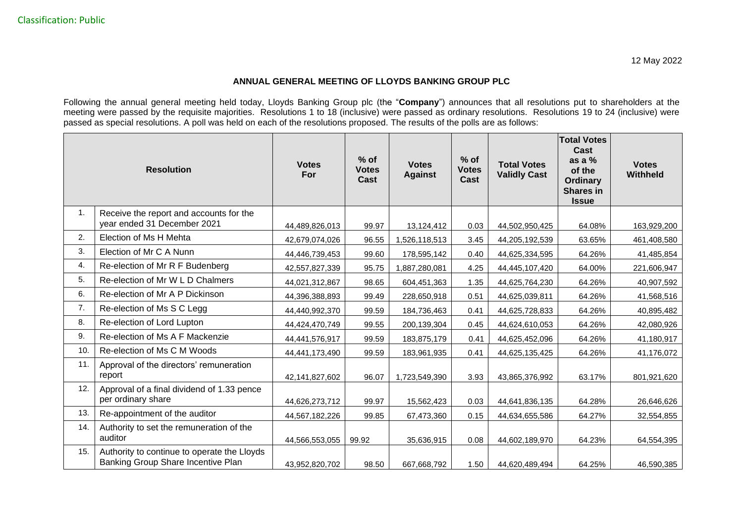Classification: Public

12 May 2022

**ANNUAL GENERAL MEETING OF LLOYDS BANKING GROUP PLC**

Following the annual general meeting held today, Lloyds Banking Group plc (the "**Company**") announces that all resolutions put to shareholders at the meeting were passed by the requisite majorities. Resolutions 1 to 18 (inclusive) were passed as ordinary resolutions. Resolutions 19 to 24 (inclusive) were passed as special resolutions. A poll was held on each of the resolutions proposed. The results of the polls are as follows:

| | Resolution | Votes For | % of Votes Cast | Votes Against | % of Votes Cast | Total Votes Validly Cast | Total Votes Cast as a % of the Ordinary Shares in Issue | Votes Withheld |
|---|---|---|---|---|---|---|---|---|
| 1. | Receive the report and accounts for the year ended 31 December 2021 | 44,489,826,013 | 99.97 | 13,124,412 | 0.03 | 44,502,950,425 | 64.08% | 163,929,200 |
| 2. | Election of Ms H Mehta | 42,679,074,026 | 96.55 | 1,526,118,513 | 3.45 | 44,205,192,539 | 63.65% | 461,408,580 |
| 3. | Election of Mr C A Nunn | 44,446,739,453 | 99.60 | 178,595,142 | 0.40 | 44,625,334,595 | 64.26% | 41,485,854 |
| 4. | Re-election of Mr R F Budenberg | 42,557,827,339 | 95.75 | 1,887,280,081 | 4.25 | 44,445,107,420 | 64.00% | 221,606,947 |
| 5. | Re-election of Mr W L D Chalmers | 44,021,312,867 | 98.65 | 604,451,363 | 1.35 | 44,625,764,230 | 64.26% | 40,907,592 |
| 6. | Re-election of Mr A P Dickinson | 44,396,388,893 | 99.49 | 228,650,918 | 0.51 | 44,625,039,811 | 64.26% | 41,568,516 |
| 7. | Re-election of Ms S C Legg | 44,440,992,370 | 99.59 | 184,736,463 | 0.41 | 44,625,728,833 | 64.26% | 40,895,482 |
| 8. | Re-election of Lord Lupton | 44,424,470,749 | 99.55 | 200,139,304 | 0.45 | 44,624,610,053 | 64.26% | 42,080,926 |
| 9. | Re-election of Ms A F Mackenzie | 44,441,576,917 | 99.59 | 183,875,179 | 0.41 | 44,625,452,096 | 64.26% | 41,180,917 |
| 10. | Re-election of Ms C M Woods | 44,441,173,490 | 99.59 | 183,961,935 | 0.41 | 44,625,135,425 | 64.26% | 41,176,072 |
| 11. | Approval of the directors' remuneration report | 42,141,827,602 | 96.07 | 1,723,549,390 | 3.93 | 43,865,376,992 | 63.17% | 801,921,620 |
| 12. | Approval of a final dividend of 1.33 pence per ordinary share | 44,626,273,712 | 99.97 | 15,562,423 | 0.03 | 44,641,836,135 | 64.28% | 26,646,626 |
| 13. | Re-appointment of the auditor | 44,567,182,226 | 99.85 | 67,473,360 | 0.15 | 44,634,655,586 | 64.27% | 32,554,855 |
| 14. | Authority to set the remuneration of the auditor | 44,566,553,055 | 99.92 | 35,636,915 | 0.08 | 44,602,189,970 | 64.23% | 64,554,395 |
| 15. | Authority to continue to operate the Lloyds Banking Group Share Incentive Plan | 43,952,820,702 | 98.50 | 667,668,792 | 1.50 | 44,620,489,494 | 64.25% | 46,590,385 |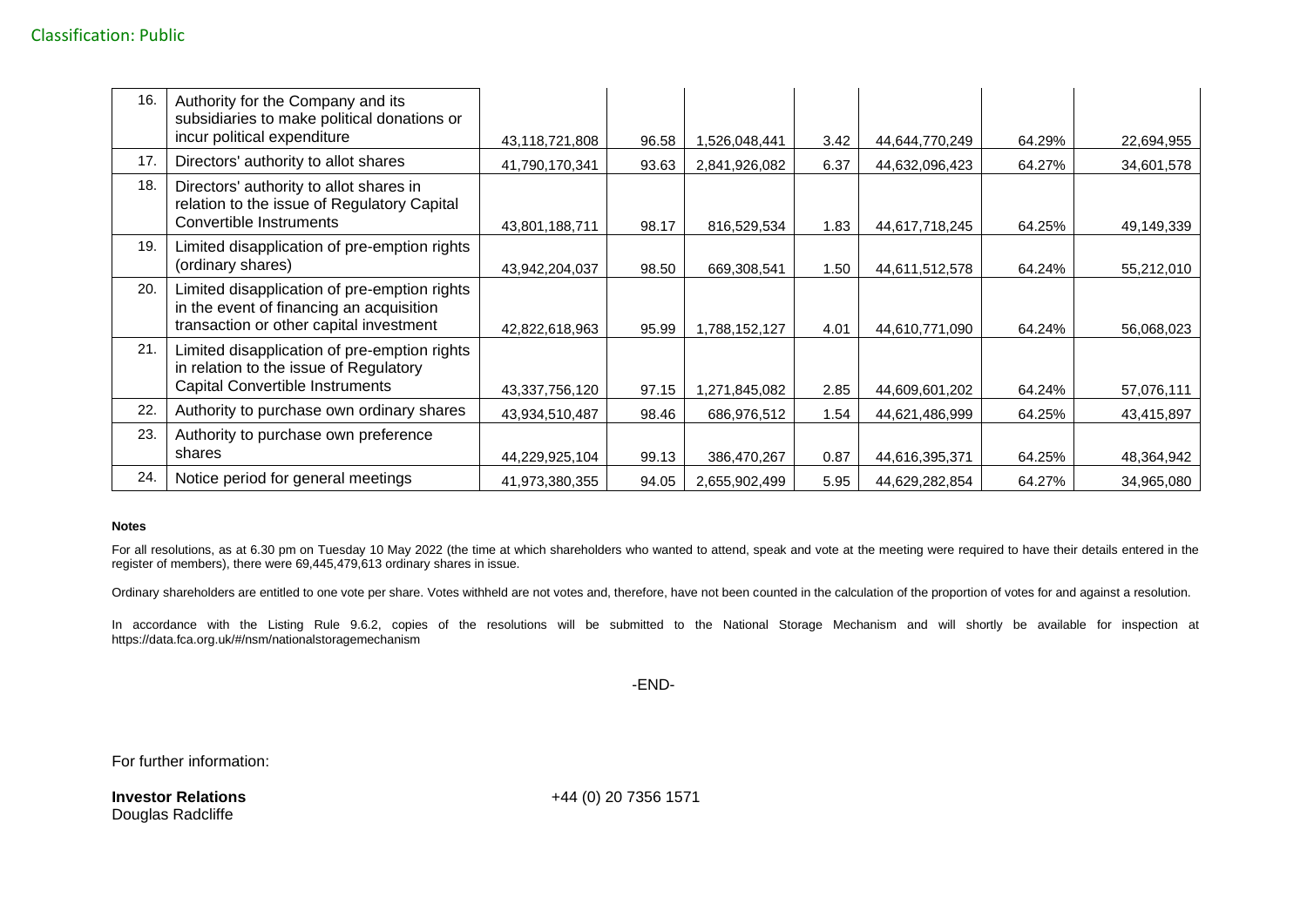| | | | | | | | | |
|---|---|---|---|---|---|---|---|---|
| 16. | Authority for the Company and its subsidiaries to make political donations or incur political expenditure | 43,118,721,808 | 96.58 | 1,526,048,441 | 3.42 | 44,644,770,249 | 64.29% | 22,694,955 |
| 17. | Directors' authority to allot shares | 41,790,170,341 | 93.63 | 2,841,926,082 | 6.37 | 44,632,096,423 | 64.27% | 34,601,578 |
| 18. | Directors' authority to allot shares in relation to the issue of Regulatory Capital Convertible Instruments | 43,801,188,711 | 98.17 | 816,529,534 | 1.83 | 44,617,718,245 | 64.25% | 49,149,339 |
| 19. | Limited disapplication of pre-emption rights (ordinary shares) | 43,942,204,037 | 98.50 | 669,308,541 | 1.50 | 44,611,512,578 | 64.24% | 55,212,010 |
| 20. | Limited disapplication of pre-emption rights in the event of financing an acquisition transaction or other capital investment | 42,822,618,963 | 95.99 | 1,788,152,127 | 4.01 | 44,610,771,090 | 64.24% | 56,068,023 |
| 21. | Limited disapplication of pre-emption rights in relation to the issue of Regulatory Capital Convertible Instruments | 43,337,756,120 | 97.15 | 1,271,845,082 | 2.85 | 44,609,601,202 | 64.24% | 57,076,111 |
| 22. | Authority to purchase own ordinary shares | 43,934,510,487 | 98.46 | 686,976,512 | 1.54 | 44,621,486,999 | 64.25% | 43,415,897 |
| 23. | Authority to purchase own preference shares | 44,229,925,104 | 99.13 | 386,470,267 | 0.87 | 44,616,395,371 | 64.25% | 48,364,942 |
| 24. | Notice period for general meetings | 41,973,380,355 | 94.05 | 2,655,902,499 | 5.95 | 44,629,282,854 | 64.27% | 34,965,080 |

**Notes**

For all resolutions, as at 6.30 pm on Tuesday 10 May 2022 (the time at which shareholders who wanted to attend, speak and vote at the meeting were required to have their details entered in the register of members), there were 69,445,479,613 ordinary shares in issue.

Ordinary shareholders are entitled to one vote per share. Votes withheld are not votes and, therefore, have not been counted in the calculation of the proportion of votes for and against a resolution.

In accordance with the Listing Rule 9.6.2, copies of the resolutions will be submitted to the National Storage Mechanism and will shortly be available for inspection at https://data.fca.org.uk/#/nsm/nationalstoragemechanism

-END-

For further information:

**Investor Relations** +44 (0) 20 7356 1571
Douglas Radcliffe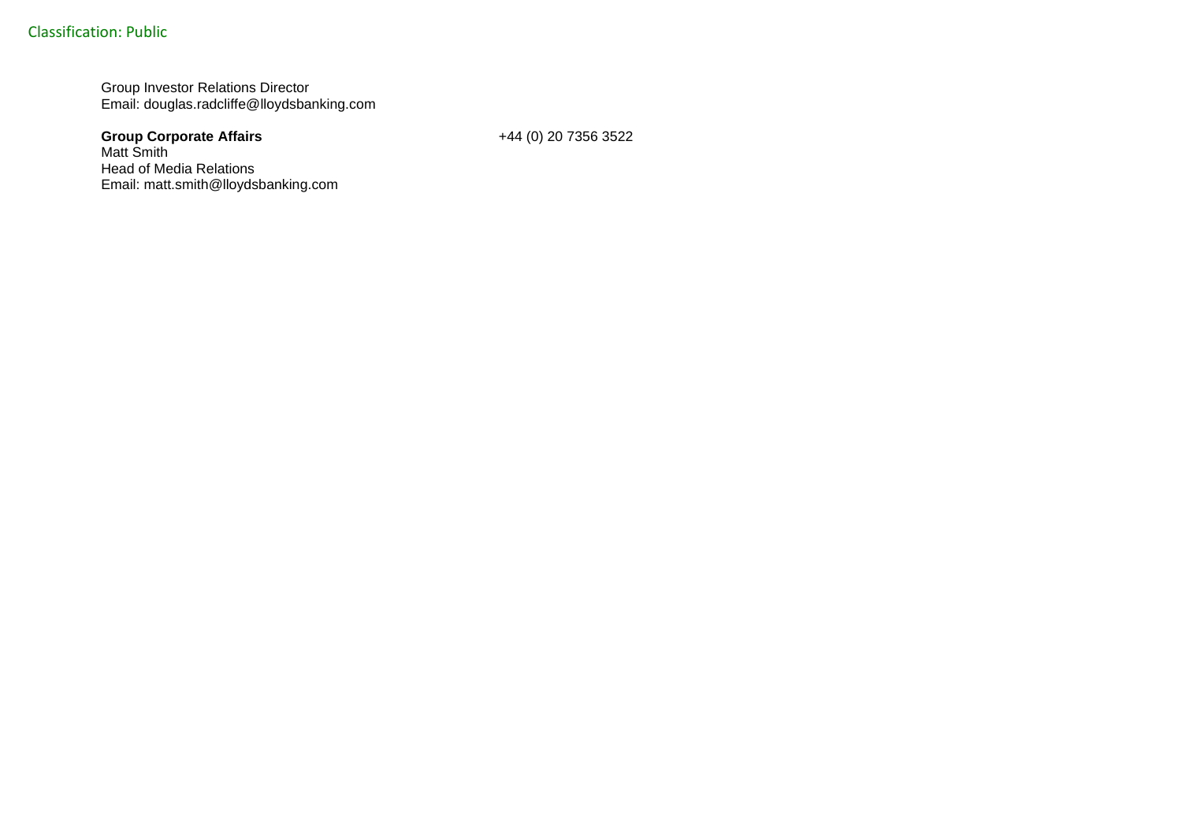Group Investor Relations Director
Email: douglas.radcliffe@lloydsbanking.com

**Group Corporate Affairs** +44 (0) 20 7356 3522
Matt Smith
Head of Media Relations
Email: matt.smith@lloydsbanking.com